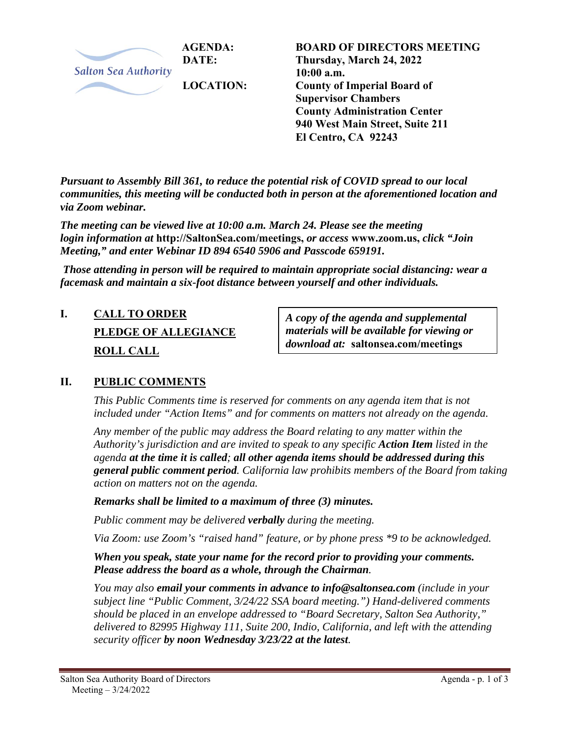Salton Sea Authority

**AGENDA:** **BOARD OF DIRECTORS MEETING**

**DATE:** **Thursday, March 24, 2022**
**10:00 a.m.**

**LOCATION:** **County of Imperial Board of Supervisor Chambers**
**County Administration Center**
**940 West Main Street, Suite 211**
**El Centro, CA 92243**

***Pursuant to Assembly Bill 361, to reduce the potential risk of COVID spread to our local communities, this meeting will be conducted both in person at the aforementioned location and via Zoom webinar.***

***The meeting can be viewed live at 10:00 a.m. March 24. Please see the meeting login information at* http://SaltonSea.com/meetings, *or access* www.zoom.us, *click "Join Meeting," and enter Webinar ID 894 6540 5906 and Passcode 659191.***

***Those attending in person will be required to maintain appropriate social distancing: wear a facemask and maintain a six-foot distance between yourself and other individuals.***

> ***A copy of the agenda and supplemental materials will be available for viewing or download at:* saltonsea.com/meetings**

## I. CALL TO ORDER

**PLEDGE OF ALLEGIANCE**

**ROLL CALL**

## II. PUBLIC COMMENTS

*This Public Comments time is reserved for comments on any agenda item that is not included under "Action Items" and for comments on matters not already on the agenda.*

*Any member of the public may address the Board relating to any matter within the Authority's jurisdiction and are invited to speak to any specific **Action Item** listed in the agenda **at the time it is called**; **all other agenda items should be addressed during this general public comment period**. California law prohibits members of the Board from taking action on matters not on the agenda.*

***Remarks shall be limited to a maximum of three (3) minutes.***

*Public comment may be delivered **verbally** during the meeting.*

*Via Zoom: use Zoom's "raised hand" feature, or by phone press \*9 to be acknowledged.*

***When you speak, state your name for the record prior to providing your comments. Please address the board as a whole, through the Chairman.***

*You may also **email your comments in advance to info@saltonsea.com** (include in your subject line "Public Comment, 3/24/22 SSA board meeting.") Hand-delivered comments should be placed in an envelope addressed to "Board Secretary, Salton Sea Authority," delivered to 82995 Highway 111, Suite 200, Indio, California, and left with the attending security officer **by noon Wednesday 3/23/22 at the latest**.*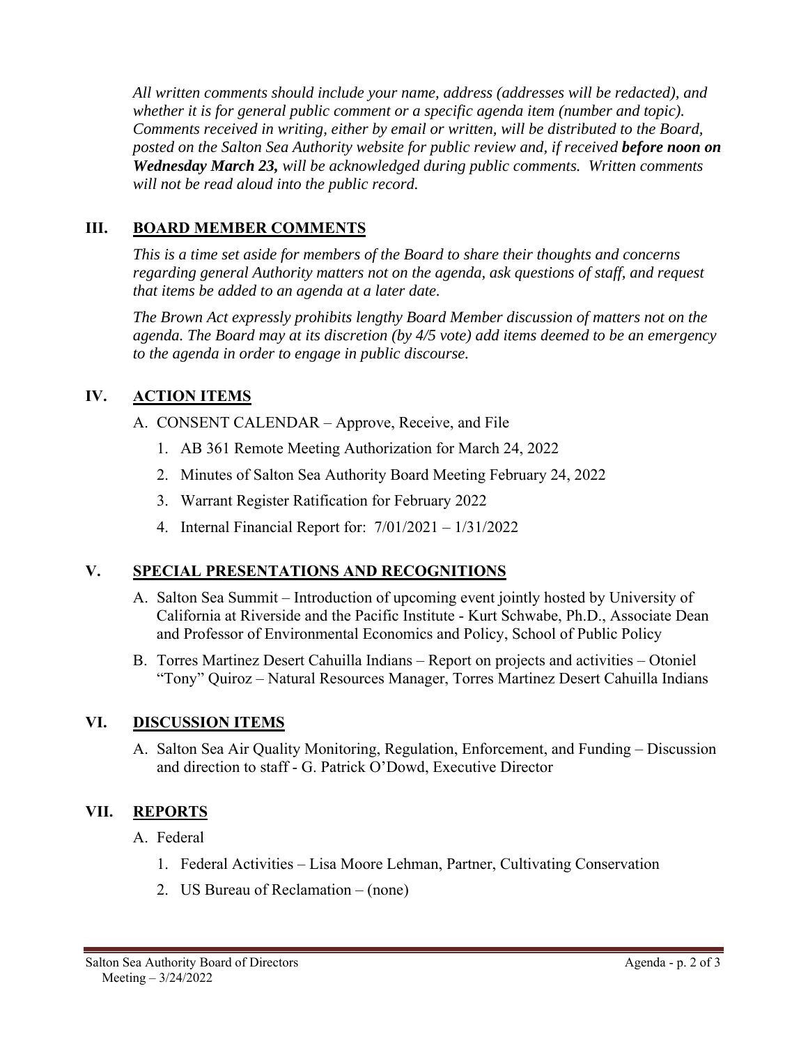*All written comments should include your name, address (addresses will be redacted), and whether it is for general public comment or a specific agenda item (number and topic). Comments received in writing, either by email or written, will be distributed to the Board, posted on the Salton Sea Authority website for public review and, if received* ***before noon on Wednesday March 23,*** *will be acknowledged during public comments. Written comments will not be read aloud into the public record.*

## III. BOARD MEMBER COMMENTS

*This is a time set aside for members of the Board to share their thoughts and concerns regarding general Authority matters not on the agenda, ask questions of staff, and request that items be added to an agenda at a later date.*

*The Brown Act expressly prohibits lengthy Board Member discussion of matters not on the agenda. The Board may at its discretion (by 4/5 vote) add items deemed to be an emergency to the agenda in order to engage in public discourse.*

## IV. ACTION ITEMS

A. CONSENT CALENDAR – Approve, Receive, and File

1. AB 361 Remote Meeting Authorization for March 24, 2022
2. Minutes of Salton Sea Authority Board Meeting February 24, 2022
3. Warrant Register Ratification for February 2022
4. Internal Financial Report for: 7/01/2021 – 1/31/2022

## V. SPECIAL PRESENTATIONS AND RECOGNITIONS

A. Salton Sea Summit – Introduction of upcoming event jointly hosted by University of California at Riverside and the Pacific Institute - Kurt Schwabe, Ph.D., Associate Dean and Professor of Environmental Economics and Policy, School of Public Policy

B. Torres Martinez Desert Cahuilla Indians – Report on projects and activities – Otoniel "Tony" Quiroz – Natural Resources Manager, Torres Martinez Desert Cahuilla Indians

## VI. DISCUSSION ITEMS

A. Salton Sea Air Quality Monitoring, Regulation, Enforcement, and Funding – Discussion and direction to staff - G. Patrick O'Dowd, Executive Director

## VII. REPORTS

A. Federal

1. Federal Activities – Lisa Moore Lehman, Partner, Cultivating Conservation
2. US Bureau of Reclamation – (none)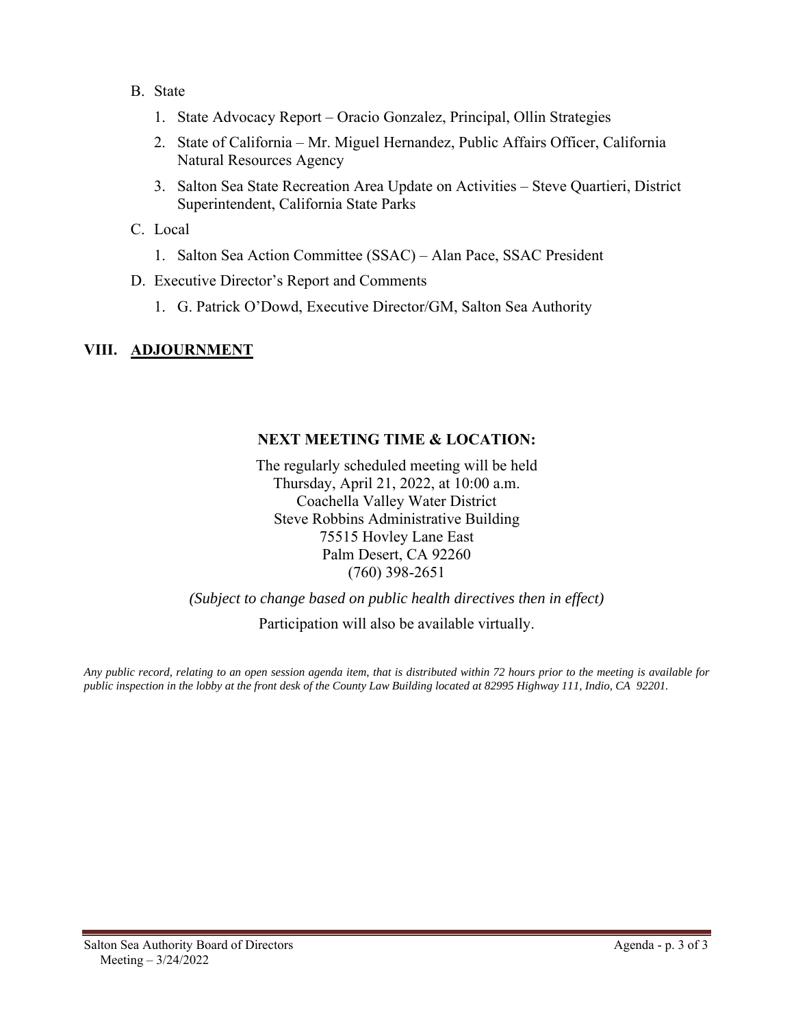B. State

1. State Advocacy Report – Oracio Gonzalez, Principal, Ollin Strategies
2. State of California – Mr. Miguel Hernandez, Public Affairs Officer, California Natural Resources Agency
3. Salton Sea State Recreation Area Update on Activities – Steve Quartieri, District Superintendent, California State Parks

C. Local

1. Salton Sea Action Committee (SSAC) – Alan Pace, SSAC President

D. Executive Director's Report and Comments

1. G. Patrick O'Dowd, Executive Director/GM, Salton Sea Authority

## VIII. ADJOURNMENT

### NEXT MEETING TIME & LOCATION:

The regularly scheduled meeting will be held
Thursday, April 21, 2022, at 10:00 a.m.
Coachella Valley Water District
Steve Robbins Administrative Building
75515 Hovley Lane East
Palm Desert, CA 92260
(760) 398-2651

*(Subject to change based on public health directives then in effect)*

Participation will also be available virtually.

*Any public record, relating to an open session agenda item, that is distributed within 72 hours prior to the meeting is available for public inspection in the lobby at the front desk of the County Law Building located at 82995 Highway 111, Indio, CA 92201.*